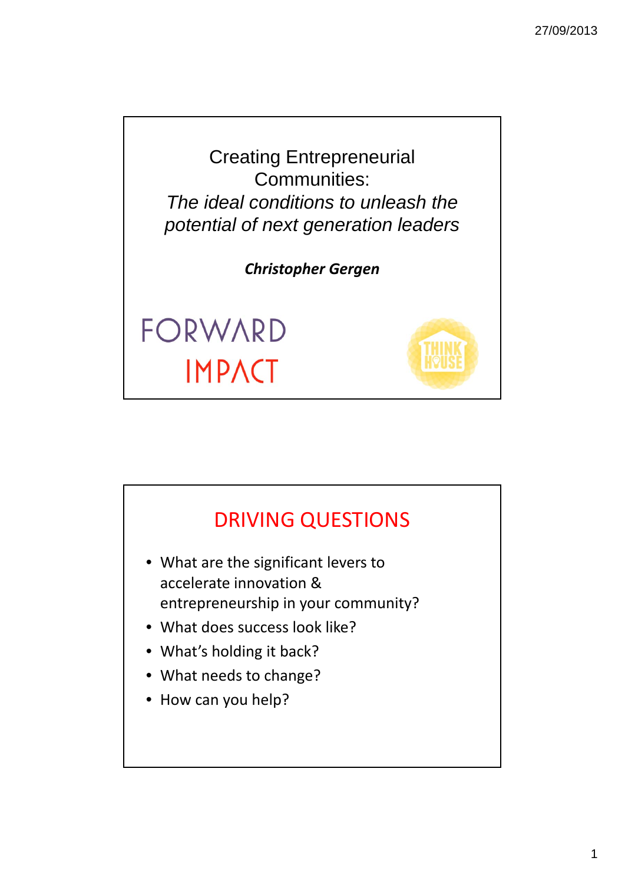# Creating Entrepreneurial Communities:

*The ideal conditions to unleash the potential of next generation leaders*

***Christopher Gergen***

FORWARD IMPACT

THINK HOUSE

## DRIVING QUESTIONS

- What are the significant levers to accelerate innovation & entrepreneurship in your community?
- What does success look like?
- What's holding it back?
- What needs to change?
- How can you help?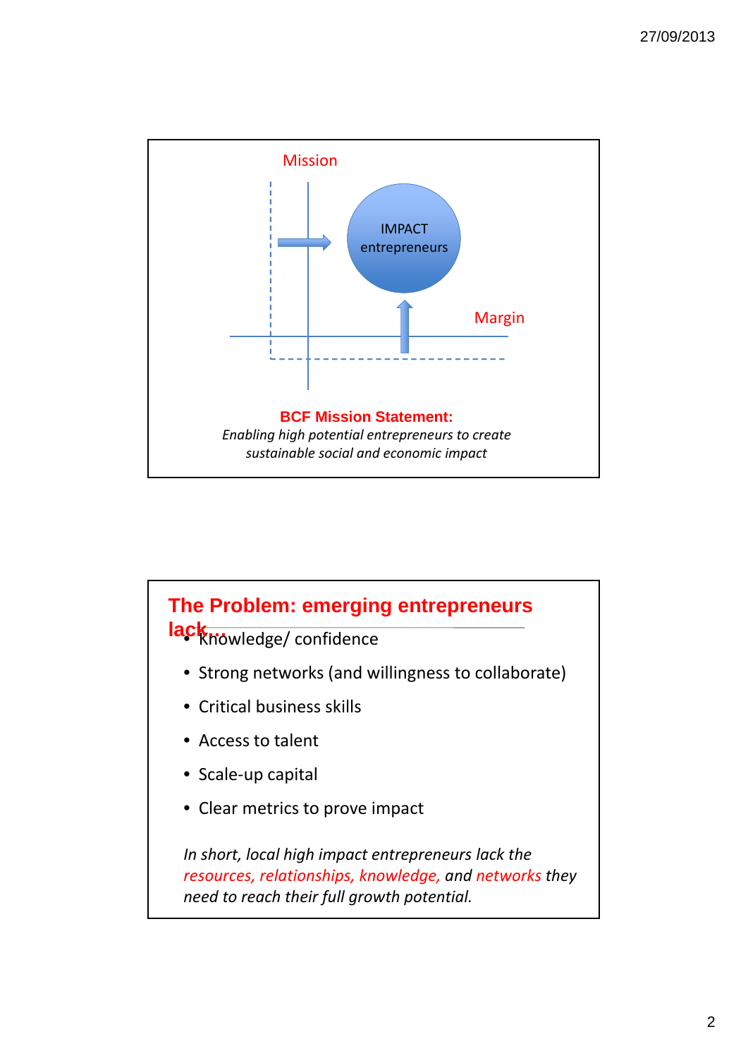Mission

IMPACT entrepreneurs

Margin

**BCF Mission Statement:**

*Enabling high potential entrepreneurs to create sustainable social and economic impact*

## The Problem: emerging entrepreneurs lack…

- Knowledge/ confidence
- Strong networks (and willingness to collaborate)
- Critical business skills
- Access to talent
- Scale-up capital
- Clear metrics to prove impact

*In short, local high impact entrepreneurs lack the resources, relationships, knowledge, and networks they need to reach their full growth potential.*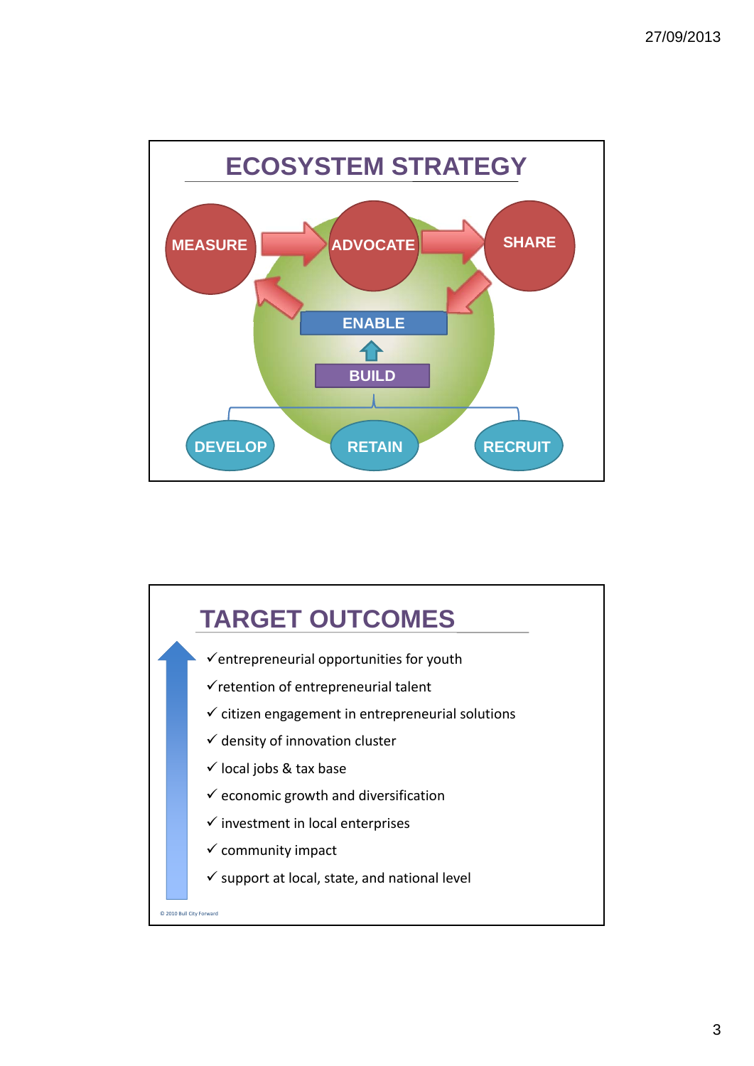## ECOSYSTEM STRATEGY

MEASURE → ADVOCATE → SHARE

ENABLE

BUILD

DEVELOP | RETAIN | RECRUIT

## TARGET OUTCOMES

- ✓entrepreneurial opportunities for youth
- ✓retention of entrepreneurial talent
- ✓ citizen engagement in entrepreneurial solutions
- ✓ density of innovation cluster
- ✓ local jobs & tax base
- ✓ economic growth and diversification
- ✓ investment in local enterprises
- ✓ community impact
- ✓ support at local, state, and national level

© 2010 Bull City Forward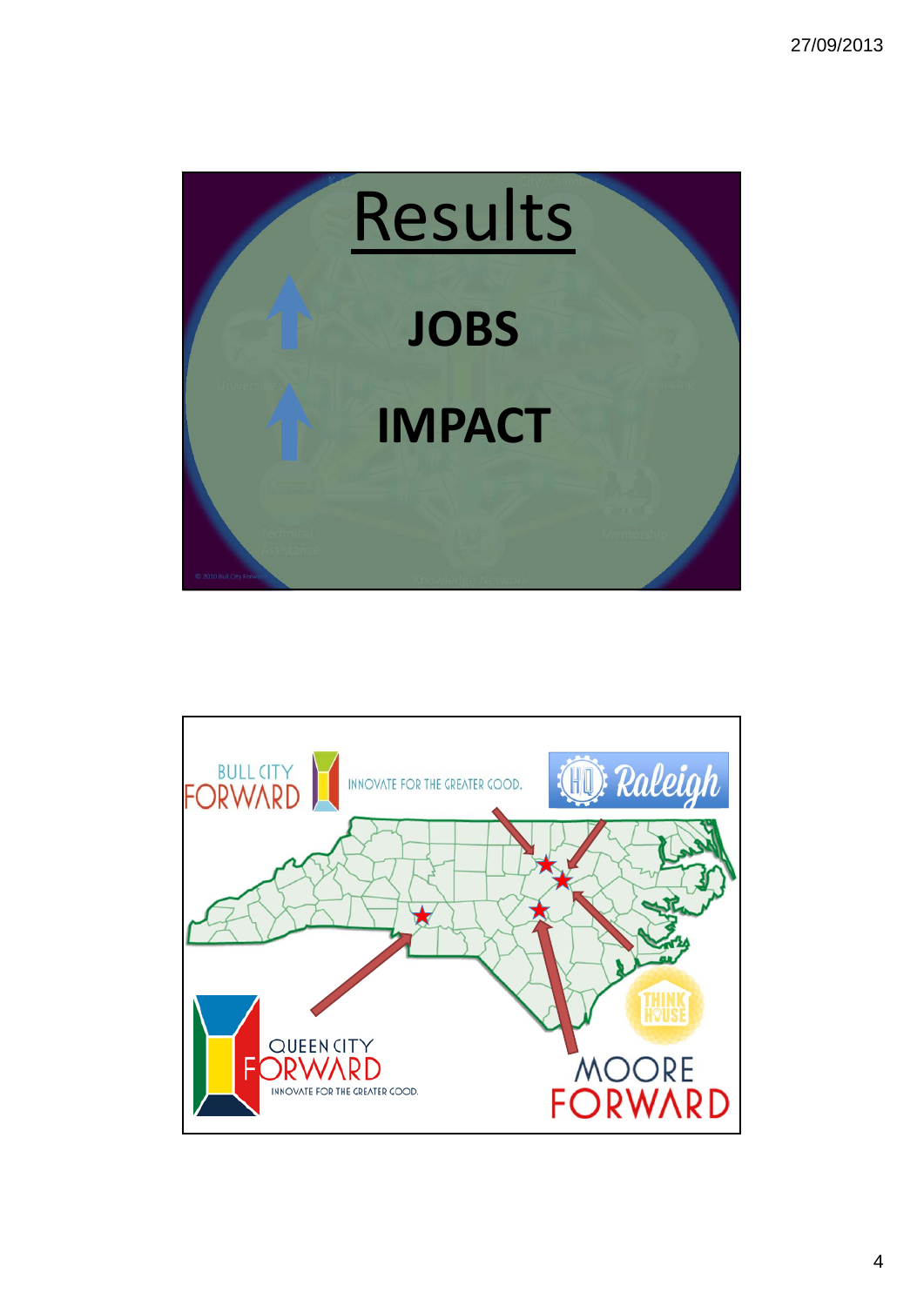# Results

**JOBS**

**IMPACT**

BULL CITY FORWARD

INNOVATE FOR THE GREATER GOOD.

HQ Raleigh

THINK HOUSE

QUEEN CITY FORWARD

INNOVATE FOR THE GREATER GOOD.

MOORE FORWARD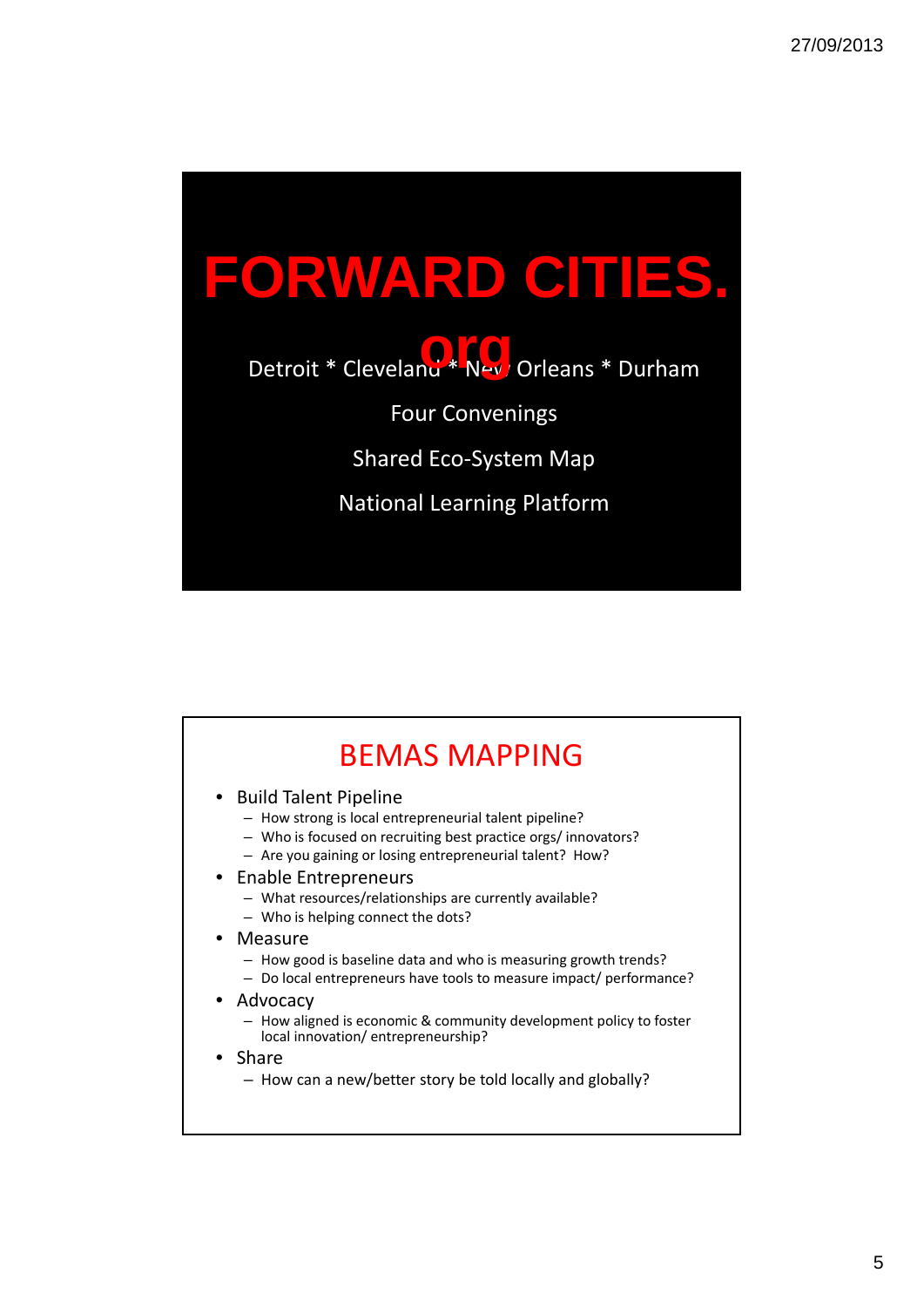# FORWARD CITIES.org

Detroit * Cleveland * New Orleans * Durham

Four Convenings

Shared Eco-System Map

National Learning Platform

## BEMAS MAPPING

- Build Talent Pipeline
  - How strong is local entrepreneurial talent pipeline?
  - Who is focused on recruiting best practice orgs/ innovators?
  - Are you gaining or losing entrepreneurial talent? How?
- Enable Entrepreneurs
  - What resources/relationships are currently available?
  - Who is helping connect the dots?
- Measure
  - How good is baseline data and who is measuring growth trends?
  - Do local entrepreneurs have tools to measure impact/ performance?
- Advocacy
  - How aligned is economic & community development policy to foster local innovation/ entrepreneurship?
- Share
  - How can a new/better story be told locally and globally?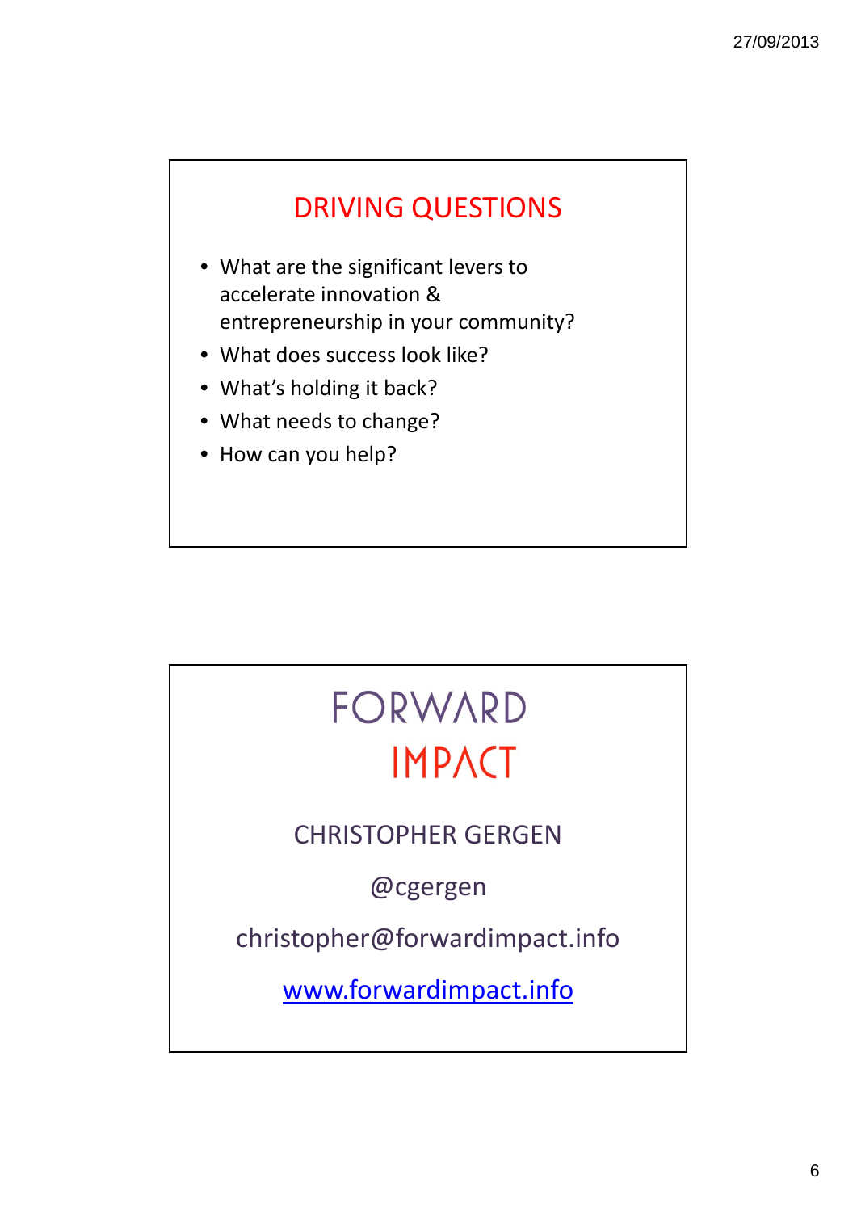## DRIVING QUESTIONS

- What are the significant levers to accelerate innovation & entrepreneurship in your community?
- What does success look like?
- What's holding it back?
- What needs to change?
- How can you help?

## FORWARD IMPACT

CHRISTOPHER GERGEN

@cgergen

christopher@forwardimpact.info

www.forwardimpact.info